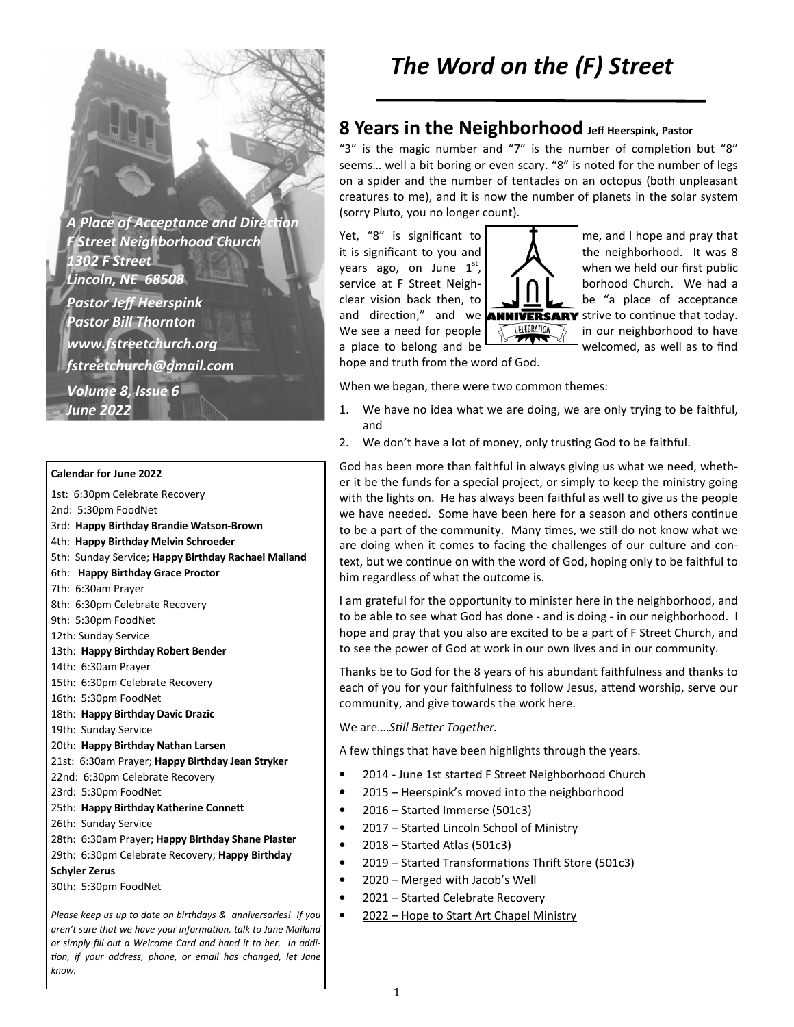*A Place of Acceptance and Direction*
*F Street Neighborhood Church*
*1302 F Street*
*Lincoln, NE 68508*
*Pastor Jeff Heerspink*
*Pastor Bill Thornton*
*www.fstreetchurch.org*
*fstreetchurch@gmail.com*
*Volume 8, Issue 6*
*June 2022*

**Calendar for June 2022**

1st: 6:30pm Celebrate Recovery
2nd: 5:30pm FoodNet
3rd: **Happy Birthday Brandie Watson-Brown**
4th: **Happy Birthday Melvin Schroeder**
5th: Sunday Service; **Happy Birthday Rachael Mailand**
6th: **Happy Birthday Grace Proctor**
7th: 6:30am Prayer
8th: 6:30pm Celebrate Recovery
9th: 5:30pm FoodNet
12th: Sunday Service
13th: **Happy Birthday Robert Bender**
14th: 6:30am Prayer
15th: 6:30pm Celebrate Recovery
16th: 5:30pm FoodNet
18th: **Happy Birthday Davic Drazic**
19th: Sunday Service
20th: **Happy Birthday Nathan Larsen**
21st: 6:30am Prayer; **Happy Birthday Jean Stryker**
22nd: 6:30pm Celebrate Recovery
23rd: 5:30pm FoodNet
25th: **Happy Birthday Katherine Connett**
26th: Sunday Service
28th: 6:30am Prayer; **Happy Birthday Shane Plaster**
29th: 6:30pm Celebrate Recovery; **Happy Birthday Schyler Zerus**
30th: 5:30pm FoodNet

*Please keep us up to date on birthdays & anniversaries! If you aren't sure that we have your information, talk to Jane Mailand or simply fill out a Welcome Card and hand it to her. In addition, if your address, phone, or email has changed, let Jane know.*

# *The Word on the (F) Street*

## 8 Years in the Neighborhood **Jeff Heerspink, Pastor**

"3" is the magic number and "7" is the number of completion but "8" seems… well a bit boring or even scary. "8" is noted for the number of legs on a spider and the number of tentacles on an octopus (both unpleasant creatures to me), and it is now the number of planets in the solar system (sorry Pluto, you no longer count).

Yet, "8" is significant to me, and I hope and pray that it is significant to you and the neighborhood. It was 8 years ago, on June 1st, when we held our first public service at F Street Neighborhood Church. We had a clear vision back then, to be "a place of acceptance and direction," and we strive to continue that today. We see a need for people in our neighborhood to have a place to belong and be welcomed, as well as to find hope and truth from the word of God.

When we began, there were two common themes:

1. We have no idea what we are doing, we are only trying to be faithful, and
2. We don't have a lot of money, only trusting God to be faithful.

God has been more than faithful in always giving us what we need, whether it be the funds for a special project, or simply to keep the ministry going with the lights on. He has always been faithful as well to give us the people we have needed. Some have been here for a season and others continue to be a part of the community. Many times, we still do not know what we are doing when it comes to facing the challenges of our culture and context, but we continue on with the word of God, hoping only to be faithful to him regardless of what the outcome is.

I am grateful for the opportunity to minister here in the neighborhood, and to be able to see what God has done - and is doing - in our neighborhood. I hope and pray that you also are excited to be a part of F Street Church, and to see the power of God at work in our own lives and in our community.

Thanks be to God for the 8 years of his abundant faithfulness and thanks to each of you for your faithfulness to follow Jesus, attend worship, serve our community, and give towards the work here.

We are….*Still Better Together.*

A few things that have been highlights through the years.

- 2014 - June 1st started F Street Neighborhood Church
- 2015 – Heerspink's moved into the neighborhood
- 2016 – Started Immerse (501c3)
- 2017 – Started Lincoln School of Ministry
- 2018 – Started Atlas (501c3)
- 2019 – Started Transformations Thrift Store (501c3)
- 2020 – Merged with Jacob's Well
- 2021 – Started Celebrate Recovery
- 2022 – Hope to Start Art Chapel Ministry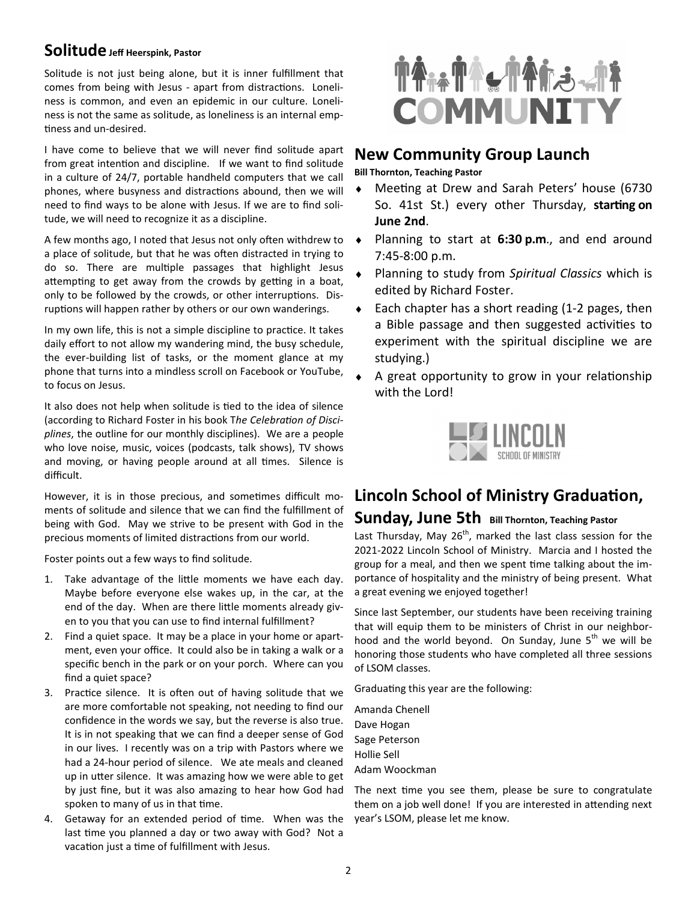## Solitude

**Jeff Heerspink, Pastor**

Solitude is not just being alone, but it is inner fulfillment that comes from being with Jesus - apart from distractions. Loneliness is common, and even an epidemic in our culture. Loneliness is not the same as solitude, as loneliness is an internal emptiness and un-desired.

I have come to believe that we will never find solitude apart from great intention and discipline. If we want to find solitude in a culture of 24/7, portable handheld computers that we call phones, where busyness and distractions abound, then we will need to find ways to be alone with Jesus. If we are to find solitude, we will need to recognize it as a discipline.

A few months ago, I noted that Jesus not only often withdrew to a place of solitude, but that he was often distracted in trying to do so. There are multiple passages that highlight Jesus attempting to get away from the crowds by getting in a boat, only to be followed by the crowds, or other interruptions. Disruptions will happen rather by others or our own wanderings.

In my own life, this is not a simple discipline to practice. It takes daily effort to not allow my wandering mind, the busy schedule, the ever-building list of tasks, or the moment glance at my phone that turns into a mindless scroll on Facebook or YouTube, to focus on Jesus.

It also does not help when solitude is tied to the idea of silence (according to Richard Foster in his book T*he Celebration of Disciplines*, the outline for our monthly disciplines). We are a people who love noise, music, voices (podcasts, talk shows), TV shows and moving, or having people around at all times. Silence is difficult.

However, it is in those precious, and sometimes difficult moments of solitude and silence that we can find the fulfillment of being with God. May we strive to be present with God in the precious moments of limited distractions from our world.

Foster points out a few ways to find solitude.

1. Take advantage of the little moments we have each day. Maybe before everyone else wakes up, in the car, at the end of the day. When are there little moments already given to you that you can use to find internal fulfillment?
2. Find a quiet space. It may be a place in your home or apartment, even your office. It could also be in taking a walk or a specific bench in the park or on your porch. Where can you find a quiet space?
3. Practice silence. It is often out of having solitude that we are more comfortable not speaking, not needing to find our confidence in the words we say, but the reverse is also true. It is in not speaking that we can find a deeper sense of God in our lives. I recently was on a trip with Pastors where we had a 24-hour period of silence. We ate meals and cleaned up in utter silence. It was amazing how we were able to get by just fine, but it was also amazing to hear how God had spoken to many of us in that time.
4. Getaway for an extended period of time. When was the last time you planned a day or two away with God? Not a vacation just a time of fulfillment with Jesus.

## New Community Group Launch

**Bill Thornton, Teaching Pastor**

- Meeting at Drew and Sarah Peters' house (6730 So. 41st St.) every other Thursday, **starting on June 2nd**.
- Planning to start at **6:30 p.m**., and end around 7:45-8:00 p.m.
- Planning to study from *Spiritual Classics* which is edited by Richard Foster.
- Each chapter has a short reading (1-2 pages, then a Bible passage and then suggested activities to experiment with the spiritual discipline we are studying.)
- A great opportunity to grow in your relationship with the Lord!

## Lincoln School of Ministry Graduation, Sunday, June 5th

**Bill Thornton, Teaching Pastor**

Last Thursday, May 26th, marked the last class session for the 2021-2022 Lincoln School of Ministry. Marcia and I hosted the group for a meal, and then we spent time talking about the importance of hospitality and the ministry of being present. What a great evening we enjoyed together!

Since last September, our students have been receiving training that will equip them to be ministers of Christ in our neighborhood and the world beyond. On Sunday, June 5th we will be honoring those students who have completed all three sessions of LSOM classes.

Graduating this year are the following:

Amanda Chenell
Dave Hogan
Sage Peterson
Hollie Sell
Adam Woockman

The next time you see them, please be sure to congratulate them on a job well done! If you are interested in attending next year's LSOM, please let me know.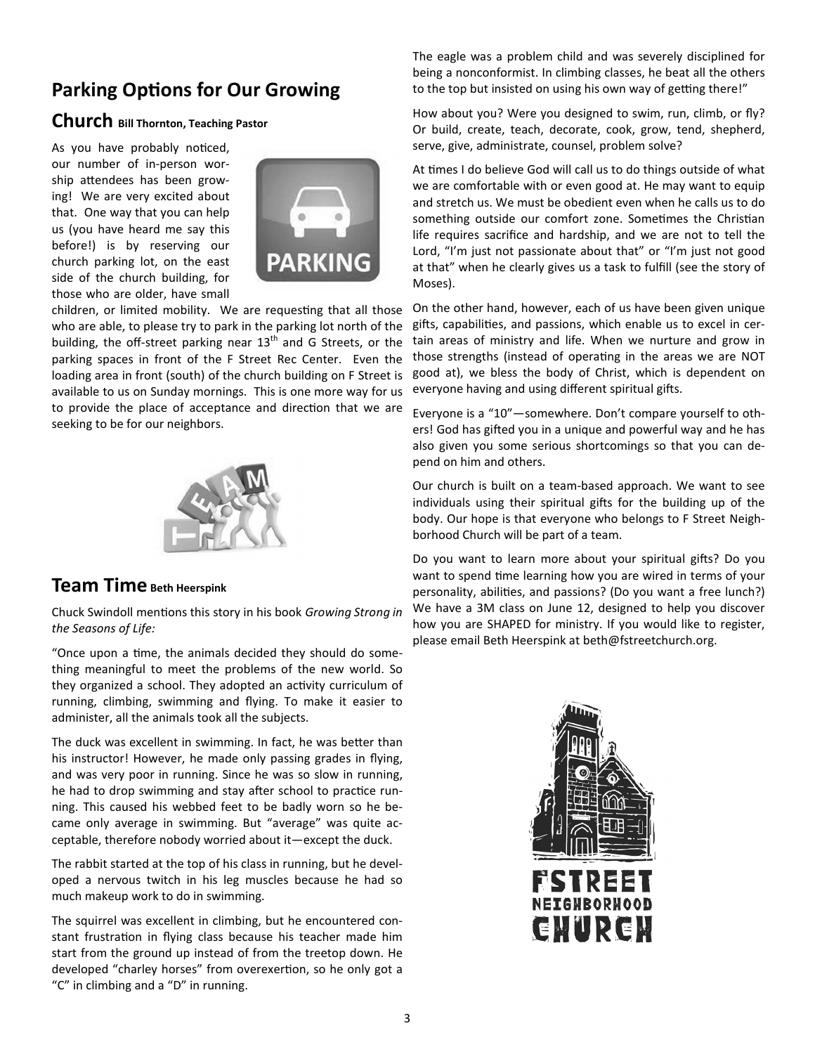## Parking Options for Our Growing Church **Bill Thornton, Teaching Pastor**

As you have probably noticed, our number of in-person worship attendees has been growing! We are very excited about that. One way that you can help us (you have heard me say this before!) is by reserving our church parking lot, on the east side of the church building, for those who are older, have small children, or limited mobility. We are requesting that all those who are able, to please try to park in the parking lot north of the building, the off-street parking near 13th and G Streets, or the parking spaces in front of the F Street Rec Center. Even the loading area in front (south) of the church building on F Street is available to us on Sunday mornings. This is one more way for us to provide the place of acceptance and direction that we are seeking to be for our neighbors.

## Team Time **Beth Heerspink**

Chuck Swindoll mentions this story in his book *Growing Strong in the Seasons of Life:*

"Once upon a time, the animals decided they should do something meaningful to meet the problems of the new world. So they organized a school. They adopted an activity curriculum of running, climbing, swimming and flying. To make it easier to administer, all the animals took all the subjects.

The duck was excellent in swimming. In fact, he was better than his instructor! However, he made only passing grades in flying, and was very poor in running. Since he was so slow in running, he had to drop swimming and stay after school to practice running. This caused his webbed feet to be badly worn so he became only average in swimming. But "average" was quite acceptable, therefore nobody worried about it—except the duck.

The rabbit started at the top of his class in running, but he developed a nervous twitch in his leg muscles because he had so much makeup work to do in swimming.

The squirrel was excellent in climbing, but he encountered constant frustration in flying class because his teacher made him start from the ground up instead of from the treetop down. He developed "charley horses" from overexertion, so he only got a "C" in climbing and a "D" in running.

The eagle was a problem child and was severely disciplined for being a nonconformist. In climbing classes, he beat all the others to the top but insisted on using his own way of getting there!"

How about you? Were you designed to swim, run, climb, or fly? Or build, create, teach, decorate, cook, grow, tend, shepherd, serve, give, administrate, counsel, problem solve?

At times I do believe God will call us to do things outside of what we are comfortable with or even good at. He may want to equip and stretch us. We must be obedient even when he calls us to do something outside our comfort zone. Sometimes the Christian life requires sacrifice and hardship, and we are not to tell the Lord, "I'm just not passionate about that" or "I'm just not good at that" when he clearly gives us a task to fulfill (see the story of Moses).

On the other hand, however, each of us have been given unique gifts, capabilities, and passions, which enable us to excel in certain areas of ministry and life. When we nurture and grow in those strengths (instead of operating in the areas we are NOT good at), we bless the body of Christ, which is dependent on everyone having and using different spiritual gifts.

Everyone is a "10"—somewhere. Don't compare yourself to others! God has gifted you in a unique and powerful way and he has also given you some serious shortcomings so that you can depend on him and others.

Our church is built on a team-based approach. We want to see individuals using their spiritual gifts for the building up of the body. Our hope is that everyone who belongs to F Street Neighborhood Church will be part of a team.

Do you want to learn more about your spiritual gifts? Do you want to spend time learning how you are wired in terms of your personality, abilities, and passions? (Do you want a free lunch?) We have a 3M class on June 12, designed to help you discover how you are SHAPED for ministry. If you would like to register, please email Beth Heerspink at beth@fstreetchurch.org.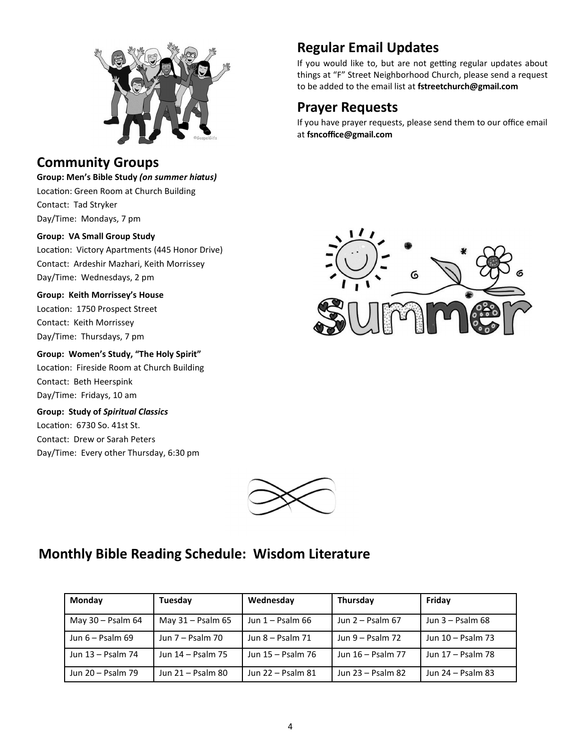## Regular Email Updates

If you would like to, but are not getting regular updates about things at "F" Street Neighborhood Church, please send a request to be added to the email list at **fstreetchurch@gmail.com**

## Prayer Requests

If you have prayer requests, please send them to our office email at **fsncoffice@gmail.com**

## Community Groups

**Group: Men's Bible Study *(on summer hiatus)***
Location: Green Room at Church Building
Contact: Tad Stryker
Day/Time: Mondays, 7 pm

**Group: VA Small Group Study**
Location: Victory Apartments (445 Honor Drive)
Contact: Ardeshir Mazhari, Keith Morrissey
Day/Time: Wednesdays, 2 pm

**Group: Keith Morrissey's House**
Location: 1750 Prospect Street
Contact: Keith Morrissey
Day/Time: Thursdays, 7 pm

**Group: Women's Study, "The Holy Spirit"**
Location: Fireside Room at Church Building
Contact: Beth Heerspink
Day/Time: Fridays, 10 am

**Group: Study of *Spiritual Classics***
Location: 6730 So. 41st St.
Contact: Drew or Sarah Peters
Day/Time: Every other Thursday, 6:30 pm

## Monthly Bible Reading Schedule: Wisdom Literature

| Monday | Tuesday | Wednesday | Thursday | Friday |
|---|---|---|---|---|
| May 30 – Psalm 64 | May 31 – Psalm 65 | Jun 1 – Psalm 66 | Jun 2 – Psalm 67 | Jun 3 – Psalm 68 |
| Jun 6 – Psalm 69 | Jun 7 – Psalm 70 | Jun 8 – Psalm 71 | Jun 9 – Psalm 72 | Jun 10 – Psalm 73 |
| Jun 13 – Psalm 74 | Jun 14 – Psalm 75 | Jun 15 – Psalm 76 | Jun 16 – Psalm 77 | Jun 17 – Psalm 78 |
| Jun 20 – Psalm 79 | Jun 21 – Psalm 80 | Jun 22 – Psalm 81 | Jun 23 – Psalm 82 | Jun 24 – Psalm 83 |